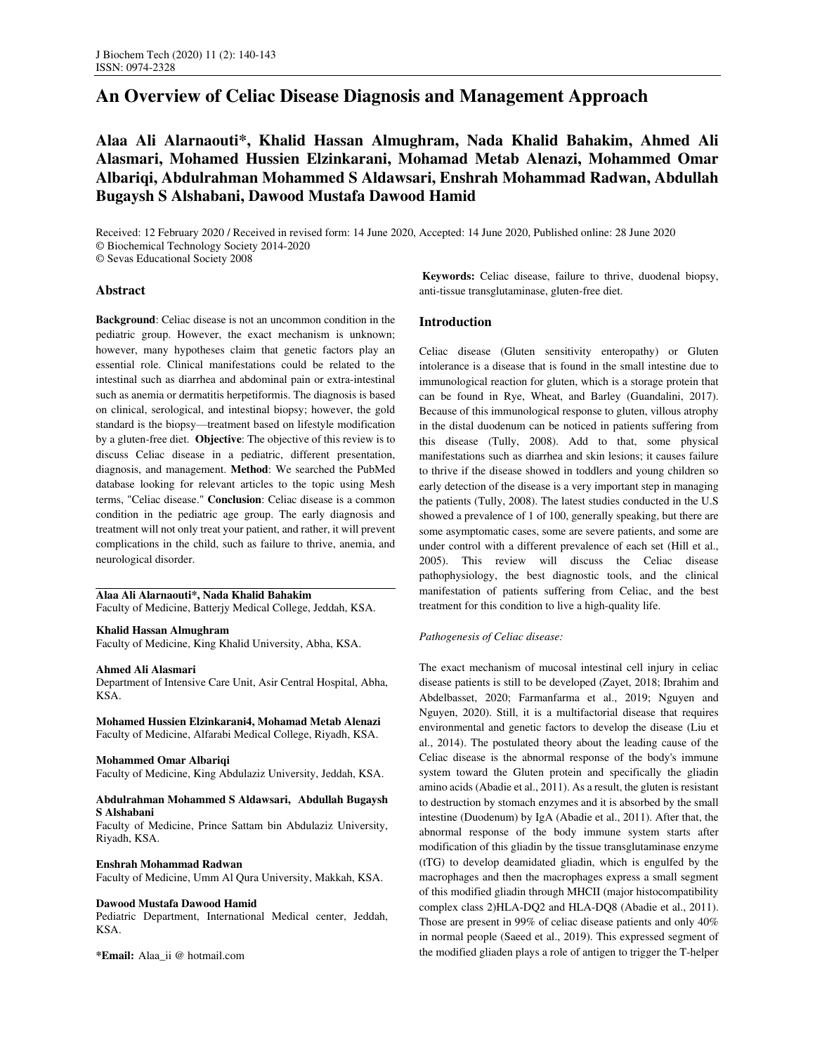# An Overview of Celiac Disease Diagnosis and Management Approach

**Alaa Ali Alarnaouti*, Khalid Hassan Almughram, Nada Khalid Bahakim, Ahmed Ali Alasmari, Mohamed Hussien Elzinkarani, Mohamad Metab Alenazi, Mohammed Omar Albariqi, Abdulrahman Mohammed S Aldawsari, Enshrah Mohammad Radwan, Abdullah Bugaysh S Alshabani, Dawood Mustafa Dawood Hamid**

Received: 12 February 2020 / Received in revised form: 14 June 2020, Accepted: 14 June 2020, Published online: 28 June 2020
© Biochemical Technology Society 2014-2020
© Sevas Educational Society 2008

## Abstract

**Background**: Celiac disease is not an uncommon condition in the pediatric group. However, the exact mechanism is unknown; however, many hypotheses claim that genetic factors play an essential role. Clinical manifestations could be related to the intestinal such as diarrhea and abdominal pain or extra-intestinal such as anemia or dermatitis herpetiformis. The diagnosis is based on clinical, serological, and intestinal biopsy; however, the gold standard is the biopsy—treatment based on lifestyle modification by a gluten-free diet. **Objective**: The objective of this review is to discuss Celiac disease in a pediatric, different presentation, diagnosis, and management. **Method**: We searched the PubMed database looking for relevant articles to the topic using Mesh terms, "Celiac disease." **Conclusion**: Celiac disease is a common condition in the pediatric age group. The early diagnosis and treatment will not only treat your patient, and rather, it will prevent complications in the child, such as failure to thrive, anemia, and neurological disorder.

**Alaa Ali Alarnaouti*, Nada Khalid Bahakim**
Faculty of Medicine, Batterjy Medical College, Jeddah, KSA.

**Khalid Hassan Almughram**
Faculty of Medicine, King Khalid University, Abha, KSA.

**Ahmed Ali Alasmari**
Department of Intensive Care Unit, Asir Central Hospital, Abha, KSA.

**Mohamed Hussien Elzinkarani4, Mohamad Metab Alenazi**
Faculty of Medicine, Alfarabi Medical College, Riyadh, KSA.

**Mohammed Omar Albariqi**
Faculty of Medicine, King Abdulaziz University, Jeddah, KSA.

**Abdulrahman Mohammed S Aldawsari, Abdullah Bugaysh S Alshabani**
Faculty of Medicine, Prince Sattam bin Abdulaziz University, Riyadh, KSA.

**Enshrah Mohammad Radwan**
Faculty of Medicine, Umm Al Qura University, Makkah, KSA.

**Dawood Mustafa Dawood Hamid**
Pediatric Department, International Medical center, Jeddah, KSA.

***Email:** Alaa_ii @ hotmail.com

**Keywords:** Celiac disease, failure to thrive, duodenal biopsy, anti-tissue transglutaminase, gluten-free diet.

## Introduction

Celiac disease (Gluten sensitivity enteropathy) or Gluten intolerance is a disease that is found in the small intestine due to immunological reaction for gluten, which is a storage protein that can be found in Rye, Wheat, and Barley (Guandalini, 2017). Because of this immunological response to gluten, villous atrophy in the distal duodenum can be noticed in patients suffering from this disease (Tully, 2008). Add to that, some physical manifestations such as diarrhea and skin lesions; it causes failure to thrive if the disease showed in toddlers and young children so early detection of the disease is a very important step in managing the patients (Tully, 2008). The latest studies conducted in the U.S showed a prevalence of 1 of 100, generally speaking, but there are some asymptomatic cases, some are severe patients, and some are under control with a different prevalence of each set (Hill et al., 2005). This review will discuss the Celiac disease pathophysiology, the best diagnostic tools, and the clinical manifestation of patients suffering from Celiac, and the best treatment for this condition to live a high-quality life.

### *Pathogenesis of Celiac disease:*

The exact mechanism of mucosal intestinal cell injury in celiac disease patients is still to be developed (Zayet, 2018; Ibrahim and Abdelbasset, 2020; Farmanfarma et al., 2019; Nguyen and Nguyen, 2020). Still, it is a multifactorial disease that requires environmental and genetic factors to develop the disease (Liu et al., 2014). The postulated theory about the leading cause of the Celiac disease is the abnormal response of the body's immune system toward the Gluten protein and specifically the gliadin amino acids (Abadie et al., 2011). As a result, the gluten is resistant to destruction by stomach enzymes and it is absorbed by the small intestine (Duodenum) by IgA (Abadie et al., 2011). After that, the abnormal response of the body immune system starts after modification of this gliadin by the tissue transglutaminase enzyme (tTG) to develop deamidated gliadin, which is engulfed by the macrophages and then the macrophages express a small segment of this modified gliadin through MHCII (major histocompatibility complex class 2)HLA-DQ2 and HLA-DQ8 (Abadie et al., 2011). Those are present in 99% of celiac disease patients and only 40% in normal people (Saeed et al., 2019). This expressed segment of the modified gliaden plays a role of antigen to trigger the T-helper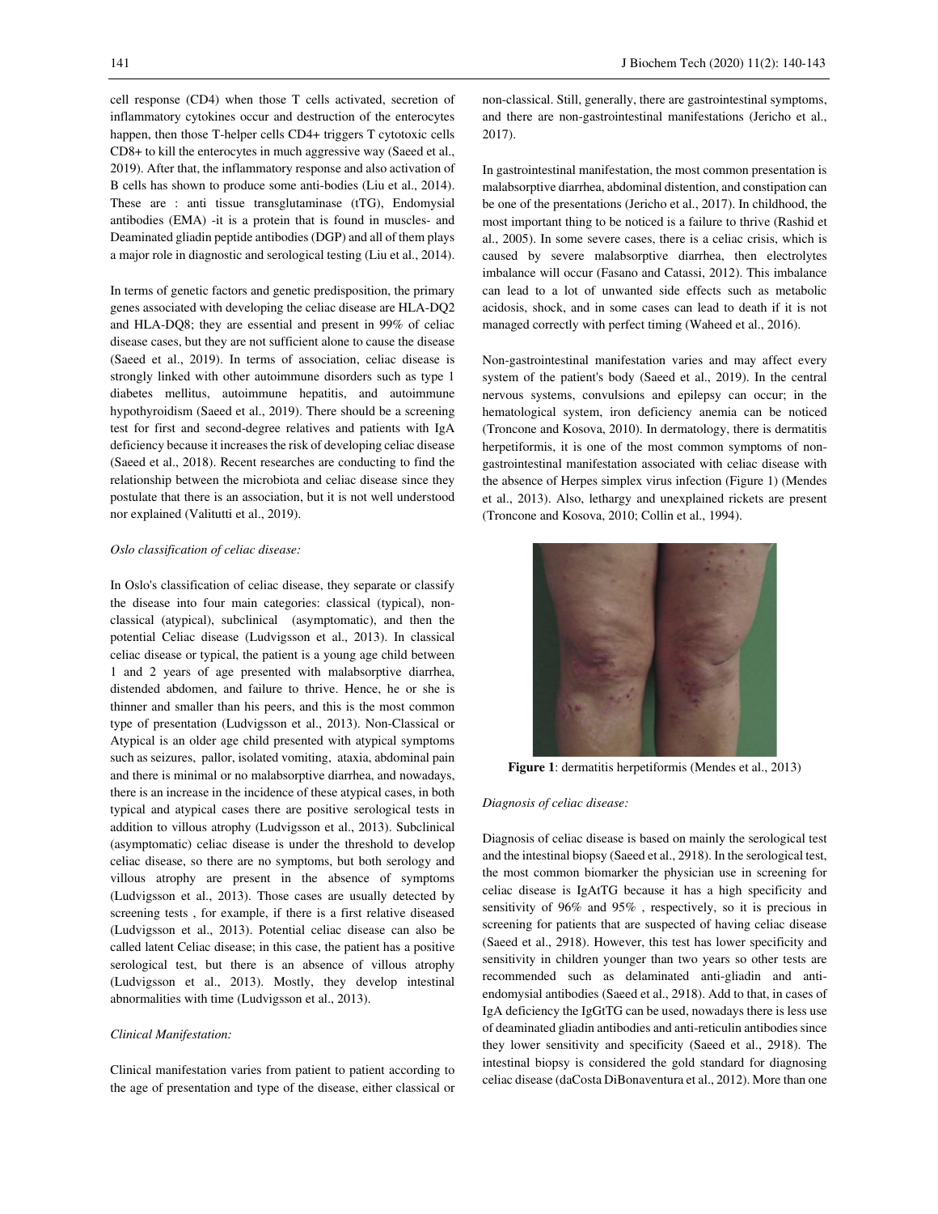cell response (CD4) when those T cells activated, secretion of inflammatory cytokines occur and destruction of the enterocytes happen, then those T-helper cells CD4+ triggers T cytotoxic cells CD8+ to kill the enterocytes in much aggressive way (Saeed et al., 2019). After that, the inflammatory response and also activation of B cells has shown to produce some anti-bodies (Liu et al., 2014). These are : anti tissue transglutaminase (tTG), Endomysial antibodies (EMA) -it is a protein that is found in muscles- and Deaminated gliadin peptide antibodies (DGP) and all of them plays a major role in diagnostic and serological testing (Liu et al., 2014).

In terms of genetic factors and genetic predisposition, the primary genes associated with developing the celiac disease are HLA-DQ2 and HLA-DQ8; they are essential and present in 99% of celiac disease cases, but they are not sufficient alone to cause the disease (Saeed et al., 2019). In terms of association, celiac disease is strongly linked with other autoimmune disorders such as type 1 diabetes mellitus, autoimmune hepatitis, and autoimmune hypothyroidism (Saeed et al., 2019). There should be a screening test for first and second-degree relatives and patients with IgA deficiency because it increases the risk of developing celiac disease (Saeed et al., 2018). Recent researches are conducting to find the relationship between the microbiota and celiac disease since they postulate that there is an association, but it is not well understood nor explained (Valitutti et al., 2019).

*Oslo classification of celiac disease:*

In Oslo's classification of celiac disease, they separate or classify the disease into four main categories: classical (typical), non-classical (atypical), subclinical (asymptomatic), and then the potential Celiac disease (Ludvigsson et al., 2013). In classical celiac disease or typical, the patient is a young age child between 1 and 2 years of age presented with malabsorptive diarrhea, distended abdomen, and failure to thrive. Hence, he or she is thinner and smaller than his peers, and this is the most common type of presentation (Ludvigsson et al., 2013). Non-Classical or Atypical is an older age child presented with atypical symptoms such as seizures, pallor, isolated vomiting, ataxia, abdominal pain and there is minimal or no malabsorptive diarrhea, and nowadays, there is an increase in the incidence of these atypical cases, in both typical and atypical cases there are positive serological tests in addition to villous atrophy (Ludvigsson et al., 2013). Subclinical (asymptomatic) celiac disease is under the threshold to develop celiac disease, so there are no symptoms, but both serology and villous atrophy are present in the absence of symptoms (Ludvigsson et al., 2013). Those cases are usually detected by screening tests , for example, if there is a first relative diseased (Ludvigsson et al., 2013). Potential celiac disease can also be called latent Celiac disease; in this case, the patient has a positive serological test, but there is an absence of villous atrophy (Ludvigsson et al., 2013). Mostly, they develop intestinal abnormalities with time (Ludvigsson et al., 2013).

*Clinical Manifestation:*

Clinical manifestation varies from patient to patient according to the age of presentation and type of the disease, either classical or non-classical. Still, generally, there are gastrointestinal symptoms, and there are non-gastrointestinal manifestations (Jericho et al., 2017).

In gastrointestinal manifestation, the most common presentation is malabsorptive diarrhea, abdominal distention, and constipation can be one of the presentations (Jericho et al., 2017). In childhood, the most important thing to be noticed is a failure to thrive (Rashid et al., 2005). In some severe cases, there is a celiac crisis, which is caused by severe malabsorptive diarrhea, then electrolytes imbalance will occur (Fasano and Catassi, 2012). This imbalance can lead to a lot of unwanted side effects such as metabolic acidosis, shock, and in some cases can lead to death if it is not managed correctly with perfect timing (Waheed et al., 2016).

Non-gastrointestinal manifestation varies and may affect every system of the patient's body (Saeed et al., 2019). In the central nervous systems, convulsions and epilepsy can occur; in the hematological system, iron deficiency anemia can be noticed (Troncone and Kosova, 2010). In dermatology, there is dermatitis herpetiformis, it is one of the most common symptoms of non-gastrointestinal manifestation associated with celiac disease with the absence of Herpes simplex virus infection (Figure 1) (Mendes et al., 2013). Also, lethargy and unexplained rickets are present (Troncone and Kosova, 2010; Collin et al., 1994).

**Figure 1**: dermatitis herpetiformis (Mendes et al., 2013)

*Diagnosis of celiac disease:*

Diagnosis of celiac disease is based on mainly the serological test and the intestinal biopsy (Saeed et al., 2918). In the serological test, the most common biomarker the physician use in screening for celiac disease is IgAtTG because it has a high specificity and sensitivity of 96% and 95% , respectively, so it is precious in screening for patients that are suspected of having celiac disease (Saeed et al., 2918). However, this test has lower specificity and sensitivity in children younger than two years so other tests are recommended such as delaminated anti-gliadin and anti-endomysial antibodies (Saeed et al., 2918). Add to that, in cases of IgA deficiency the IgGtTG can be used, nowadays there is less use of deaminated gliadin antibodies and anti-reticulin antibodies since they lower sensitivity and specificity (Saeed et al., 2918). The intestinal biopsy is considered the gold standard for diagnosing celiac disease (daCosta DiBonaventura et al., 2012). More than one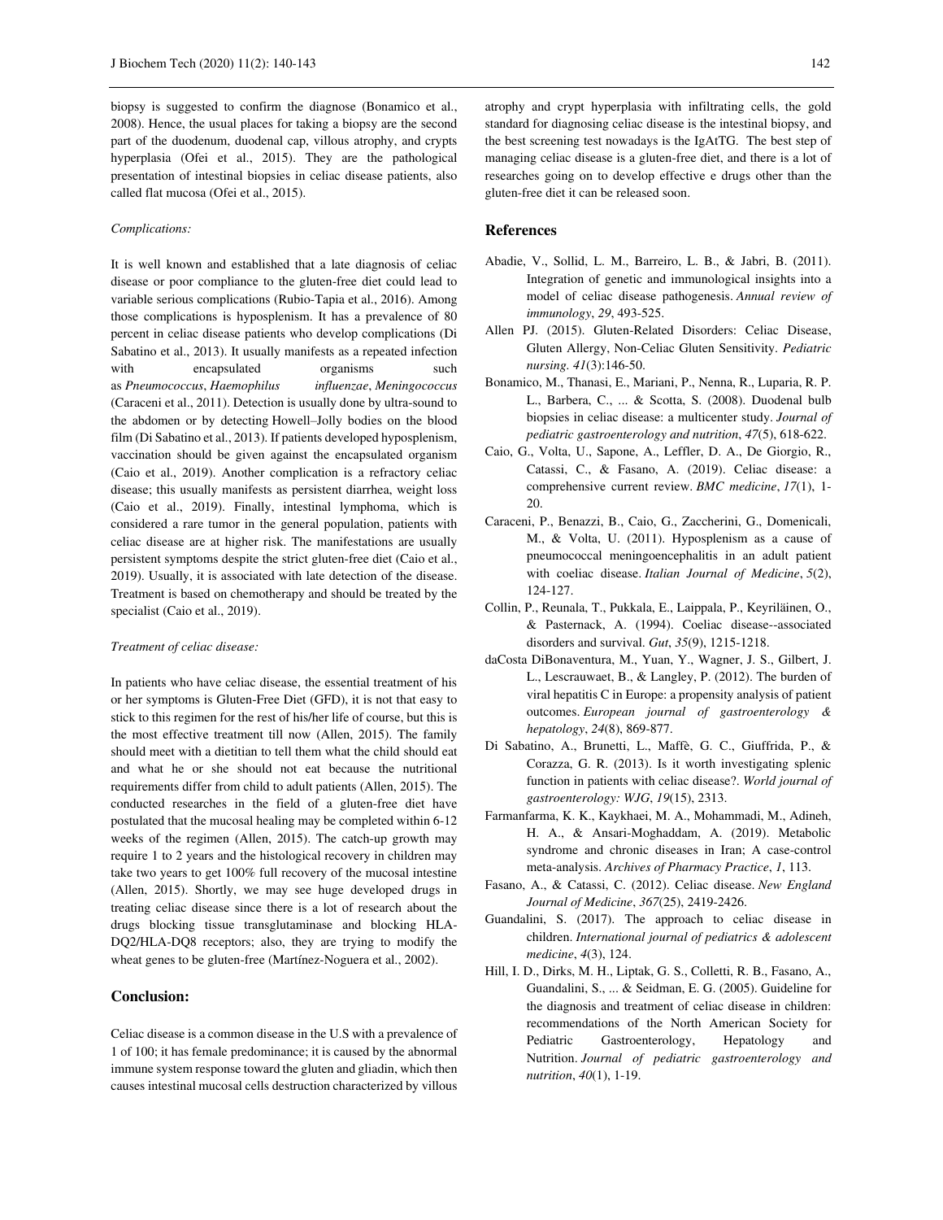biopsy is suggested to confirm the diagnose (Bonamico et al., 2008). Hence, the usual places for taking a biopsy are the second part of the duodenum, duodenal cap, villous atrophy, and crypts hyperplasia (Ofei et al., 2015). They are the pathological presentation of intestinal biopsies in celiac disease patients, also called flat mucosa (Ofei et al., 2015).

*Complications:*

It is well known and established that a late diagnosis of celiac disease or poor compliance to the gluten-free diet could lead to variable serious complications (Rubio-Tapia et al., 2016). Among those complications is hyposplenism. It has a prevalence of 80 percent in celiac disease patients who develop complications (Di Sabatino et al., 2013). It usually manifests as a repeated infection with encapsulated organisms such as *Pneumococcus*, *Haemophilus influenzae*, *Meningococcus* (Caraceni et al., 2011). Detection is usually done by ultra-sound to the abdomen or by detecting Howell–Jolly bodies on the blood film (Di Sabatino et al., 2013). If patients developed hyposplenism, vaccination should be given against the encapsulated organism (Caio et al., 2019). Another complication is a refractory celiac disease; this usually manifests as persistent diarrhea, weight loss (Caio et al., 2019). Finally, intestinal lymphoma, which is considered a rare tumor in the general population, patients with celiac disease are at higher risk. The manifestations are usually persistent symptoms despite the strict gluten-free diet (Caio et al., 2019). Usually, it is associated with late detection of the disease. Treatment is based on chemotherapy and should be treated by the specialist (Caio et al., 2019).

*Treatment of celiac disease:*

In patients who have celiac disease, the essential treatment of his or her symptoms is Gluten-Free Diet (GFD), it is not that easy to stick to this regimen for the rest of his/her life of course, but this is the most effective treatment till now (Allen, 2015). The family should meet with a dietitian to tell them what the child should eat and what he or she should not eat because the nutritional requirements differ from child to adult patients (Allen, 2015). The conducted researches in the field of a gluten-free diet have postulated that the mucosal healing may be completed within 6-12 weeks of the regimen (Allen, 2015). The catch-up growth may require 1 to 2 years and the histological recovery in children may take two years to get 100% full recovery of the mucosal intestine (Allen, 2015). Shortly, we may see huge developed drugs in treating celiac disease since there is a lot of research about the drugs blocking tissue transglutaminase and blocking HLA-DQ2/HLA-DQ8 receptors; also, they are trying to modify the wheat genes to be gluten-free (Martínez-Noguera et al., 2002).

## Conclusion:

Celiac disease is a common disease in the U.S with a prevalence of 1 of 100; it has female predominance; it is caused by the abnormal immune system response toward the gluten and gliadin, which then causes intestinal mucosal cells destruction characterized by villous atrophy and crypt hyperplasia with infiltrating cells, the gold standard for diagnosing celiac disease is the intestinal biopsy, and the best screening test nowadays is the IgAtTG. The best step of managing celiac disease is a gluten-free diet, and there is a lot of researches going on to develop effective e drugs other than the gluten-free diet it can be released soon.

## References

Abadie, V., Sollid, L. M., Barreiro, L. B., & Jabri, B. (2011). Integration of genetic and immunological insights into a model of celiac disease pathogenesis. *Annual review of immunology*, *29*, 493-525.

Allen PJ. (2015). Gluten-Related Disorders: Celiac Disease, Gluten Allergy, Non-Celiac Gluten Sensitivity. *Pediatric nursing. 41*(3):146-50.

Bonamico, M., Thanasi, E., Mariani, P., Nenna, R., Luparia, R. P. L., Barbera, C., ... & Scotta, S. (2008). Duodenal bulb biopsies in celiac disease: a multicenter study. *Journal of pediatric gastroenterology and nutrition*, *47*(5), 618-622.

Caio, G., Volta, U., Sapone, A., Leffler, D. A., De Giorgio, R., Catassi, C., & Fasano, A. (2019). Celiac disease: a comprehensive current review. *BMC medicine*, *17*(1), 1-20.

Caraceni, P., Benazzi, B., Caio, G., Zaccherini, G., Domenicali, M., & Volta, U. (2011). Hyposplenism as a cause of pneumococcal meningoencephalitis in an adult patient with coeliac disease. *Italian Journal of Medicine*, *5*(2), 124-127.

Collin, P., Reunala, T., Pukkala, E., Laippala, P., Keyriläinen, O., & Pasternack, A. (1994). Coeliac disease--associated disorders and survival. *Gut*, *35*(9), 1215-1218.

daCosta DiBonaventura, M., Yuan, Y., Wagner, J. S., Gilbert, J. L., Lescrauwaet, B., & Langley, P. (2012). The burden of viral hepatitis C in Europe: a propensity analysis of patient outcomes. *European journal of gastroenterology & hepatology*, *24*(8), 869-877.

Di Sabatino, A., Brunetti, L., Maffè, G. C., Giuffrida, P., & Corazza, G. R. (2013). Is it worth investigating splenic function in patients with celiac disease?. *World journal of gastroenterology: WJG*, *19*(15), 2313.

Farmanfarma, K. K., Kaykhaei, M. A., Mohammadi, M., Adineh, H. A., & Ansari-Moghaddam, A. (2019). Metabolic syndrome and chronic diseases in Iran; A case-control meta-analysis. *Archives of Pharmacy Practice*, *1*, 113.

Fasano, A., & Catassi, C. (2012). Celiac disease. *New England Journal of Medicine*, *367*(25), 2419-2426.

Guandalini, S. (2017). The approach to celiac disease in children. *International journal of pediatrics & adolescent medicine*, *4*(3), 124.

Hill, I. D., Dirks, M. H., Liptak, G. S., Colletti, R. B., Fasano, A., Guandalini, S., ... & Seidman, E. G. (2005). Guideline for the diagnosis and treatment of celiac disease in children: recommendations of the North American Society for Pediatric Gastroenterology, Hepatology and Nutrition. *Journal of pediatric gastroenterology and nutrition*, *40*(1), 1-19.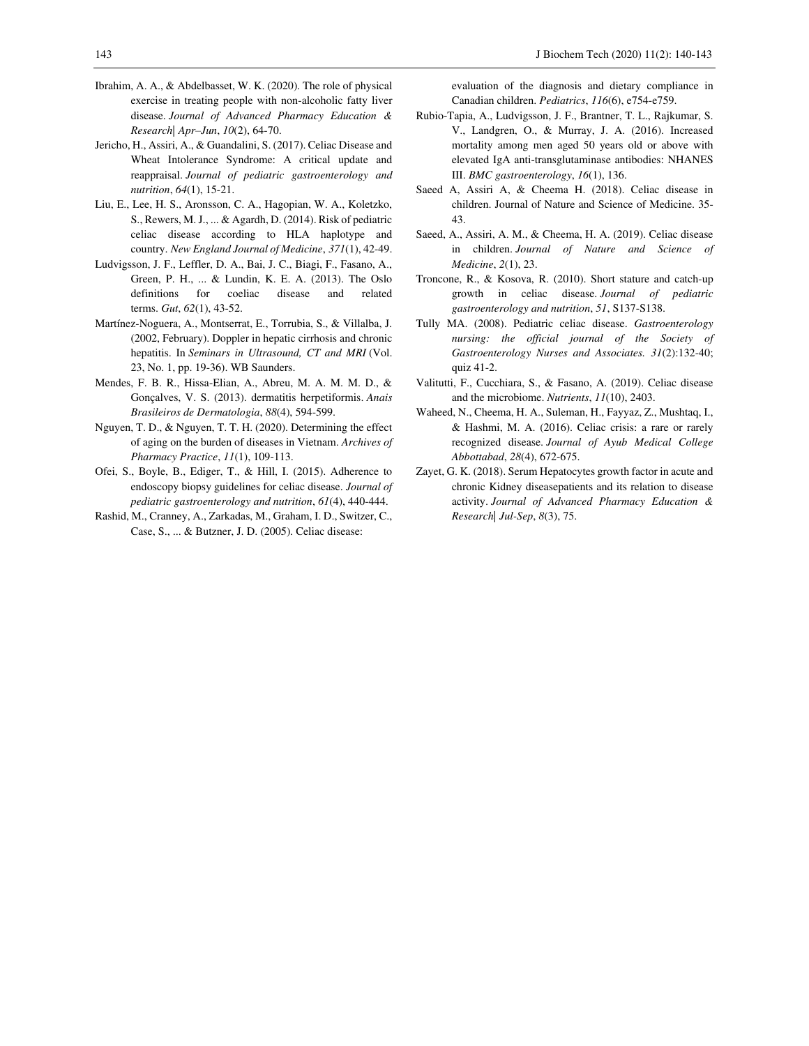Ibrahim, A. A., & Abdelbasset, W. K. (2020). The role of physical exercise in treating people with non-alcoholic fatty liver disease. *Journal of Advanced Pharmacy Education & Research| Apr–Jun*, *10*(2), 64-70.

Jericho, H., Assiri, A., & Guandalini, S. (2017). Celiac Disease and Wheat Intolerance Syndrome: A critical update and reappraisal. *Journal of pediatric gastroenterology and nutrition*, *64*(1), 15-21.

Liu, E., Lee, H. S., Aronsson, C. A., Hagopian, W. A., Koletzko, S., Rewers, M. J., ... & Agardh, D. (2014). Risk of pediatric celiac disease according to HLA haplotype and country. *New England Journal of Medicine*, *371*(1), 42-49.

Ludvigsson, J. F., Leffler, D. A., Bai, J. C., Biagi, F., Fasano, A., Green, P. H., ... & Lundin, K. E. A. (2013). The Oslo definitions for coeliac disease and related terms. *Gut*, *62*(1), 43-52.

Martínez-Noguera, A., Montserrat, E., Torrubia, S., & Villalba, J. (2002, February). Doppler in hepatic cirrhosis and chronic hepatitis. In *Seminars in Ultrasound, CT and MRI* (Vol. 23, No. 1, pp. 19-36). WB Saunders.

Mendes, F. B. R., Hissa-Elian, A., Abreu, M. A. M. M. D., & Gonçalves, V. S. (2013). dermatitis herpetiformis. *Anais Brasileiros de Dermatologia*, *88*(4), 594-599.

Nguyen, T. D., & Nguyen, T. T. H. (2020). Determining the effect of aging on the burden of diseases in Vietnam. *Archives of Pharmacy Practice*, *11*(1), 109-113.

Ofei, S., Boyle, B., Ediger, T., & Hill, I. (2015). Adherence to endoscopy biopsy guidelines for celiac disease. *Journal of pediatric gastroenterology and nutrition*, *61*(4), 440-444.

Rashid, M., Cranney, A., Zarkadas, M., Graham, I. D., Switzer, C., Case, S., ... & Butzner, J. D. (2005). Celiac disease: evaluation of the diagnosis and dietary compliance in Canadian children. *Pediatrics*, *116*(6), e754-e759.

Rubio-Tapia, A., Ludvigsson, J. F., Brantner, T. L., Rajkumar, S. V., Landgren, O., & Murray, J. A. (2016). Increased mortality among men aged 50 years old or above with elevated IgA anti-transglutaminase antibodies: NHANES III. *BMC gastroenterology*, *16*(1), 136.

Saeed A, Assiri A, & Cheema H. (2018). Celiac disease in children. Journal of Nature and Science of Medicine. 35-43.

Saeed, A., Assiri, A. M., & Cheema, H. A. (2019). Celiac disease in children. *Journal of Nature and Science of Medicine*, *2*(1), 23.

Troncone, R., & Kosova, R. (2010). Short stature and catch-up growth in celiac disease. *Journal of pediatric gastroenterology and nutrition*, *51*, S137-S138.

Tully MA. (2008). Pediatric celiac disease. *Gastroenterology nursing: the official journal of the Society of Gastroenterology Nurses and Associates. 31*(2):132-40; quiz 41-2.

Valitutti, F., Cucchiara, S., & Fasano, A. (2019). Celiac disease and the microbiome. *Nutrients*, *11*(10), 2403.

Waheed, N., Cheema, H. A., Suleman, H., Fayyaz, Z., Mushtaq, I., & Hashmi, M. A. (2016). Celiac crisis: a rare or rarely recognized disease. *Journal of Ayub Medical College Abbottabad*, *28*(4), 672-675.

Zayet, G. K. (2018). Serum Hepatocytes growth factor in acute and chronic Kidney diseasepatients and its relation to disease activity. *Journal of Advanced Pharmacy Education & Research| Jul-Sep*, *8*(3), 75.